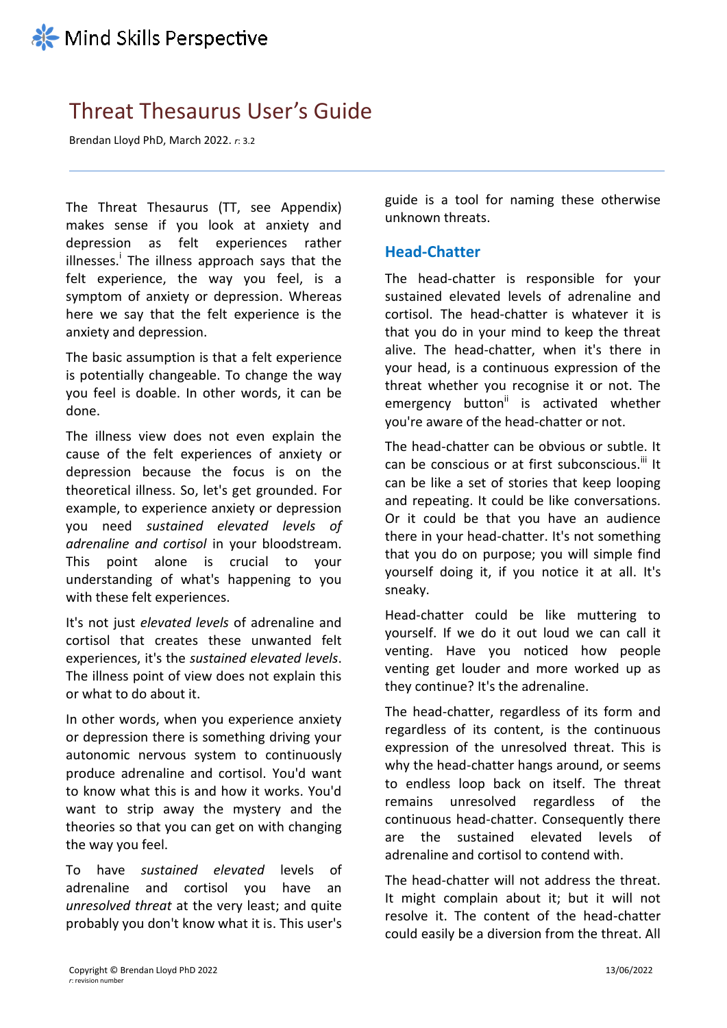Mind Skills Perspective

# Threat Thesaurus User's Guide

Brendan Lloyd PhD, March 2022. *r:* 3.2

The Threat Thesaurus (TT, see Appendix) makes sense if you look at anxiety and depression as felt experiences rather illnesses.[i] The illness approach says that the felt experience, the way you feel, is a symptom of anxiety or depression. Whereas here we say that the felt experience is the anxiety and depression.

The basic assumption is that a felt experience is potentially changeable. To change the way you feel is doable. In other words, it can be done.

The illness view does not even explain the cause of the felt experiences of anxiety or depression because the focus is on the theoretical illness. So, let's get grounded. For example, to experience anxiety or depression you need *sustained elevated levels of adrenaline and cortisol* in your bloodstream. This point alone is crucial to your understanding of what's happening to you with these felt experiences.

It's not just *elevated levels* of adrenaline and cortisol that creates these unwanted felt experiences, it's the *sustained elevated levels*. The illness point of view does not explain this or what to do about it.

In other words, when you experience anxiety or depression there is something driving your autonomic nervous system to continuously produce adrenaline and cortisol. You'd want to know what this is and how it works. You'd want to strip away the mystery and the theories so that you can get on with changing the way you feel.

To have *sustained elevated* levels of adrenaline and cortisol you have an *unresolved threat* at the very least; and quite probably you don't know what it is. This user's guide is a tool for naming these otherwise unknown threats.

## Head-Chatter

The head-chatter is responsible for your sustained elevated levels of adrenaline and cortisol. The head-chatter is whatever it is that you do in your mind to keep the threat alive. The head-chatter, when it's there in your head, is a continuous expression of the threat whether you recognise it or not. The emergency button[ii] is activated whether you're aware of the head-chatter or not.

The head-chatter can be obvious or subtle. It can be conscious or at first subconscious.[iii] It can be like a set of stories that keep looping and repeating. It could be like conversations. Or it could be that you have an audience there in your head-chatter. It's not something that you do on purpose; you will simple find yourself doing it, if you notice it at all. It's sneaky.

Head-chatter could be like muttering to yourself. If we do it out loud we can call it venting. Have you noticed how people venting get louder and more worked up as they continue? It's the adrenaline.

The head-chatter, regardless of its form and regardless of its content, is the continuous expression of the unresolved threat. This is why the head-chatter hangs around, or seems to endless loop back on itself. The threat remains unresolved regardless of the continuous head-chatter. Consequently there are the sustained elevated levels of adrenaline and cortisol to contend with.

The head-chatter will not address the threat. It might complain about it; but it will not resolve it. The content of the head-chatter could easily be a diversion from the threat. All

Copyright © Brendan Lloyd PhD 2022

*r:* revision number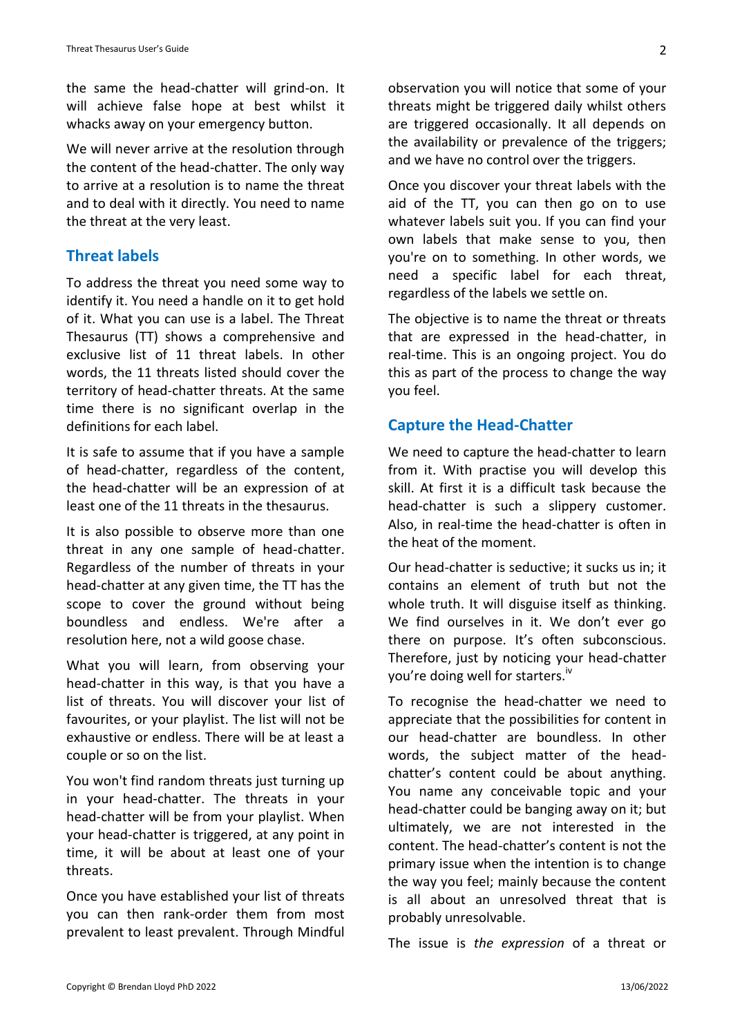the same the head-chatter will grind-on. It will achieve false hope at best whilst it whacks away on your emergency button.

We will never arrive at the resolution through the content of the head-chatter. The only way to arrive at a resolution is to name the threat and to deal with it directly. You need to name the threat at the very least.

## Threat labels

To address the threat you need some way to identify it. You need a handle on it to get hold of it. What you can use is a label. The Threat Thesaurus (TT) shows a comprehensive and exclusive list of 11 threat labels. In other words, the 11 threats listed should cover the territory of head-chatter threats. At the same time there is no significant overlap in the definitions for each label.

It is safe to assume that if you have a sample of head-chatter, regardless of the content, the head-chatter will be an expression of at least one of the 11 threats in the thesaurus.

It is also possible to observe more than one threat in any one sample of head-chatter. Regardless of the number of threats in your head-chatter at any given time, the TT has the scope to cover the ground without being boundless and endless. We're after a resolution here, not a wild goose chase.

What you will learn, from observing your head-chatter in this way, is that you have a list of threats. You will discover your list of favourites, or your playlist. The list will not be exhaustive or endless. There will be at least a couple or so on the list.

You won't find random threats just turning up in your head-chatter. The threats in your head-chatter will be from your playlist. When your head-chatter is triggered, at any point in time, it will be about at least one of your threats.

Once you have established your list of threats you can then rank-order them from most prevalent to least prevalent. Through Mindful observation you will notice that some of your threats might be triggered daily whilst others are triggered occasionally. It all depends on the availability or prevalence of the triggers; and we have no control over the triggers.

Once you discover your threat labels with the aid of the TT, you can then go on to use whatever labels suit you. If you can find your own labels that make sense to you, then you're on to something. In other words, we need a specific label for each threat, regardless of the labels we settle on.

The objective is to name the threat or threats that are expressed in the head-chatter, in real-time. This is an ongoing project. You do this as part of the process to change the way you feel.

## Capture the Head-Chatter

We need to capture the head-chatter to learn from it. With practise you will develop this skill. At first it is a difficult task because the head-chatter is such a slippery customer. Also, in real-time the head-chatter is often in the heat of the moment.

Our head-chatter is seductive; it sucks us in; it contains an element of truth but not the whole truth. It will disguise itself as thinking. We find ourselves in it. We don't ever go there on purpose. It's often subconscious. Therefore, just by noticing your head-chatter you're doing well for starters.[iv]

To recognise the head-chatter we need to appreciate that the possibilities for content in our head-chatter are boundless. In other words, the subject matter of the head-chatter's content could be about anything. You name any conceivable topic and your head-chatter could be banging away on it; but ultimately, we are not interested in the content. The head-chatter's content is not the primary issue when the intention is to change the way you feel; mainly because the content is all about an unresolved threat that is probably unresolvable.

The issue is *the expression* of a threat or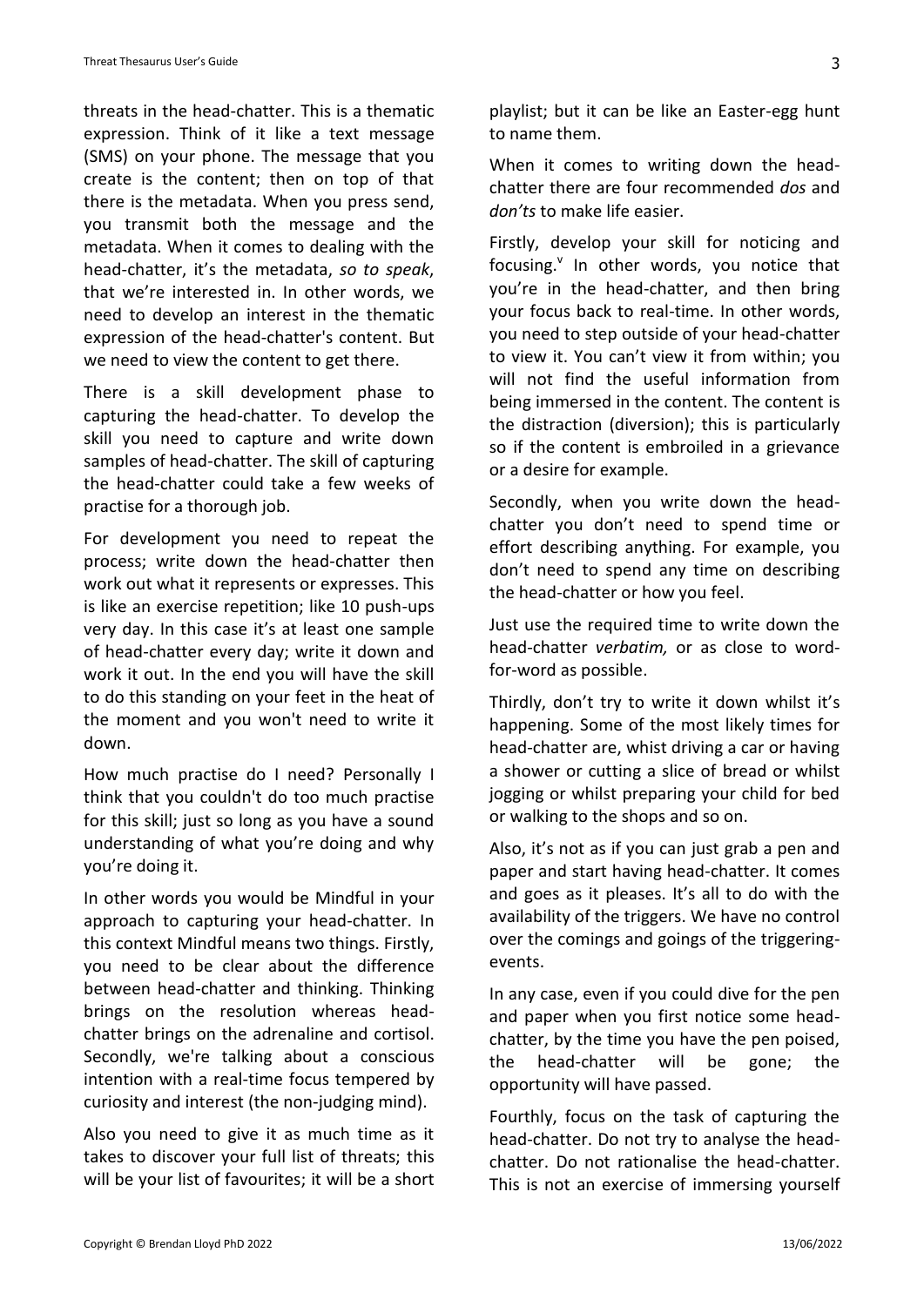threats in the head-chatter. This is a thematic expression. Think of it like a text message (SMS) on your phone. The message that you create is the content; then on top of that there is the metadata. When you press send, you transmit both the message and the metadata. When it comes to dealing with the head-chatter, it's the metadata, *so to speak*, that we're interested in. In other words, we need to develop an interest in the thematic expression of the head-chatter's content. But we need to view the content to get there.

There is a skill development phase to capturing the head-chatter. To develop the skill you need to capture and write down samples of head-chatter. The skill of capturing the head-chatter could take a few weeks of practise for a thorough job.

For development you need to repeat the process; write down the head-chatter then work out what it represents or expresses. This is like an exercise repetition; like 10 push-ups very day. In this case it's at least one sample of head-chatter every day; write it down and work it out. In the end you will have the skill to do this standing on your feet in the heat of the moment and you won't need to write it down.

How much practise do I need? Personally I think that you couldn't do too much practise for this skill; just so long as you have a sound understanding of what you're doing and why you're doing it.

In other words you would be Mindful in your approach to capturing your head-chatter. In this context Mindful means two things. Firstly, you need to be clear about the difference between head-chatter and thinking. Thinking brings on the resolution whereas head-chatter brings on the adrenaline and cortisol. Secondly, we're talking about a conscious intention with a real-time focus tempered by curiosity and interest (the non-judging mind).

Also you need to give it as much time as it takes to discover your full list of threats; this will be your list of favourites; it will be a short playlist; but it can be like an Easter-egg hunt to name them.

When it comes to writing down the head-chatter there are four recommended *dos* and *don'ts* to make life easier.

Firstly, develop your skill for noticing and focusing.[v] In other words, you notice that you're in the head-chatter, and then bring your focus back to real-time. In other words, you need to step outside of your head-chatter to view it. You can't view it from within; you will not find the useful information from being immersed in the content. The content is the distraction (diversion); this is particularly so if the content is embroiled in a grievance or a desire for example.

Secondly, when you write down the head-chatter you don't need to spend time or effort describing anything. For example, you don't need to spend any time on describing the head-chatter or how you feel.

Just use the required time to write down the head-chatter *verbatim,* or as close to word-for-word as possible.

Thirdly, don't try to write it down whilst it's happening. Some of the most likely times for head-chatter are, whist driving a car or having a shower or cutting a slice of bread or whilst jogging or whilst preparing your child for bed or walking to the shops and so on.

Also, it's not as if you can just grab a pen and paper and start having head-chatter. It comes and goes as it pleases. It's all to do with the availability of the triggers. We have no control over the comings and goings of the triggering-events.

In any case, even if you could dive for the pen and paper when you first notice some head-chatter, by the time you have the pen poised, the head-chatter will be gone; the opportunity will have passed.

Fourthly, focus on the task of capturing the head-chatter. Do not try to analyse the head-chatter. Do not rationalise the head-chatter. This is not an exercise of immersing yourself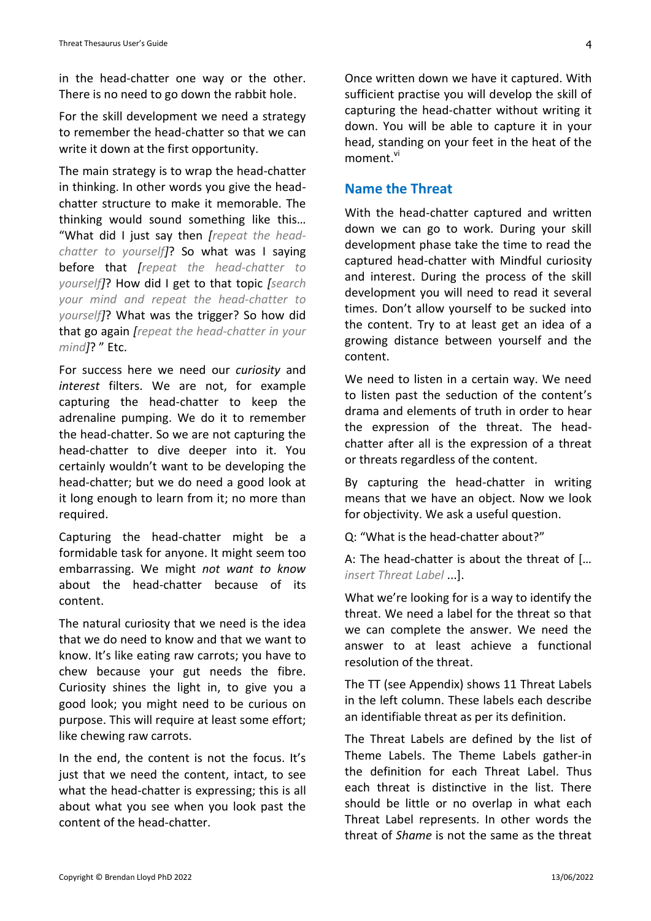in the head-chatter one way or the other. There is no need to go down the rabbit hole.

For the skill development we need a strategy to remember the head-chatter so that we can write it down at the first opportunity.

The main strategy is to wrap the head-chatter in thinking. In other words you give the head-chatter structure to make it memorable. The thinking would sound something like this… "What did I just say then *[repeat the head-chatter to yourself]*? So what was I saying before that *[repeat the head-chatter to yourself]*? How did I get to that topic *[search your mind and repeat the head-chatter to yourself]*? What was the trigger? So how did that go again *[repeat the head-chatter in your mind]*? " Etc.

For success here we need our *curiosity* and *interest* filters. We are not, for example capturing the head-chatter to keep the adrenaline pumping. We do it to remember the head-chatter. So we are not capturing the head-chatter to dive deeper into it. You certainly wouldn't want to be developing the head-chatter; but we do need a good look at it long enough to learn from it; no more than required.

Capturing the head-chatter might be a formidable task for anyone. It might seem too embarrassing. We might *not want to know* about the head-chatter because of its content.

The natural curiosity that we need is the idea that we do need to know and that we want to know. It's like eating raw carrots; you have to chew because your gut needs the fibre. Curiosity shines the light in, to give you a good look; you might need to be curious on purpose. This will require at least some effort; like chewing raw carrots.

In the end, the content is not the focus. It's just that we need the content, intact, to see what the head-chatter is expressing; this is all about what you see when you look past the content of the head-chatter.

Once written down we have it captured. With sufficient practise you will develop the skill of capturing the head-chatter without writing it down. You will be able to capture it in your head, standing on your feet in the heat of the moment.[vi]

## Name the Threat

With the head-chatter captured and written down we can go to work. During your skill development phase take the time to read the captured head-chatter with Mindful curiosity and interest. During the process of the skill development you will need to read it several times. Don't allow yourself to be sucked into the content. Try to at least get an idea of a growing distance between yourself and the content.

We need to listen in a certain way. We need to listen past the seduction of the content's drama and elements of truth in order to hear the expression of the threat. The head-chatter after all is the expression of a threat or threats regardless of the content.

By capturing the head-chatter in writing means that we have an object. Now we look for objectivity. We ask a useful question.

Q: "What is the head-chatter about?"

A: The head-chatter is about the threat of […*insert Threat Label* ...].

What we're looking for is a way to identify the threat. We need a label for the threat so that we can complete the answer. We need the answer to at least achieve a functional resolution of the threat.

The TT (see Appendix) shows 11 Threat Labels in the left column. These labels each describe an identifiable threat as per its definition.

The Threat Labels are defined by the list of Theme Labels. The Theme Labels gather-in the definition for each Threat Label. Thus each threat is distinctive in the list. There should be little or no overlap in what each Threat Label represents. In other words the threat of *Shame* is not the same as the threat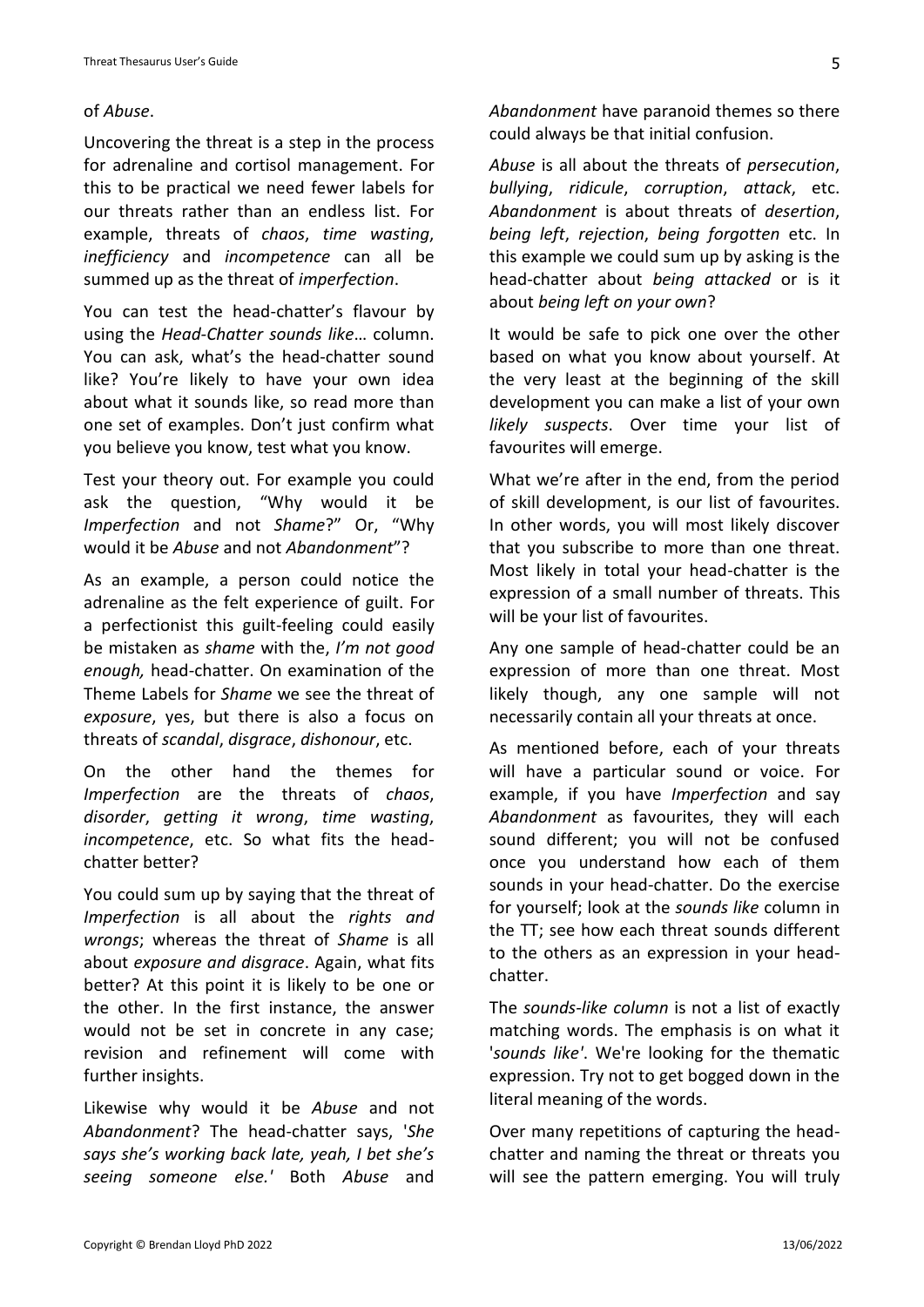of *Abuse*.

Uncovering the threat is a step in the process for adrenaline and cortisol management. For this to be practical we need fewer labels for our threats rather than an endless list. For example, threats of *chaos*, *time wasting*, *inefficiency* and *incompetence* can all be summed up as the threat of *imperfection*.

You can test the head-chatter's flavour by using the *Head-Chatter sounds like*… column. You can ask, what's the head-chatter sound like? You're likely to have your own idea about what it sounds like, so read more than one set of examples. Don't just confirm what you believe you know, test what you know.

Test your theory out. For example you could ask the question, "Why would it be *Imperfection* and not *Shame*?" Or, "Why would it be *Abuse* and not *Abandonment*"?

As an example, a person could notice the adrenaline as the felt experience of guilt. For a perfectionist this guilt-feeling could easily be mistaken as *shame* with the, *I'm not good enough,* head-chatter. On examination of the Theme Labels for *Shame* we see the threat of *exposure*, yes, but there is also a focus on threats of *scandal*, *disgrace*, *dishonour*, etc.

On the other hand the themes for *Imperfection* are the threats of *chaos*, *disorder*, *getting it wrong*, *time wasting*, *incompetence*, etc. So what fits the head-chatter better?

You could sum up by saying that the threat of *Imperfection* is all about the *rights and wrongs*; whereas the threat of *Shame* is all about *exposure and disgrace*. Again, what fits better? At this point it is likely to be one or the other. In the first instance, the answer would not be set in concrete in any case; revision and refinement will come with further insights.

Likewise why would it be *Abuse* and not *Abandonment*? The head-chatter says, '*She says she's working back late, yeah, I bet she's seeing someone else.'* Both *Abuse* and *Abandonment* have paranoid themes so there could always be that initial confusion.

*Abuse* is all about the threats of *persecution*, *bullying*, *ridicule*, *corruption*, *attack*, etc. *Abandonment* is about threats of *desertion*, *being left*, *rejection*, *being forgotten* etc. In this example we could sum up by asking is the head-chatter about *being attacked* or is it about *being left on your own*?

It would be safe to pick one over the other based on what you know about yourself. At the very least at the beginning of the skill development you can make a list of your own *likely suspects*. Over time your list of favourites will emerge.

What we're after in the end, from the period of skill development, is our list of favourites. In other words, you will most likely discover that you subscribe to more than one threat. Most likely in total your head-chatter is the expression of a small number of threats. This will be your list of favourites.

Any one sample of head-chatter could be an expression of more than one threat. Most likely though, any one sample will not necessarily contain all your threats at once.

As mentioned before, each of your threats will have a particular sound or voice. For example, if you have *Imperfection* and say *Abandonment* as favourites, they will each sound different; you will not be confused once you understand how each of them sounds in your head-chatter. Do the exercise for yourself; look at the *sounds like* column in the TT; see how each threat sounds different to the others as an expression in your head-chatter.

The *sounds-like column* is not a list of exactly matching words. The emphasis is on what it '*sounds like'*. We're looking for the thematic expression. Try not to get bogged down in the literal meaning of the words.

Over many repetitions of capturing the head-chatter and naming the threat or threats you will see the pattern emerging. You will truly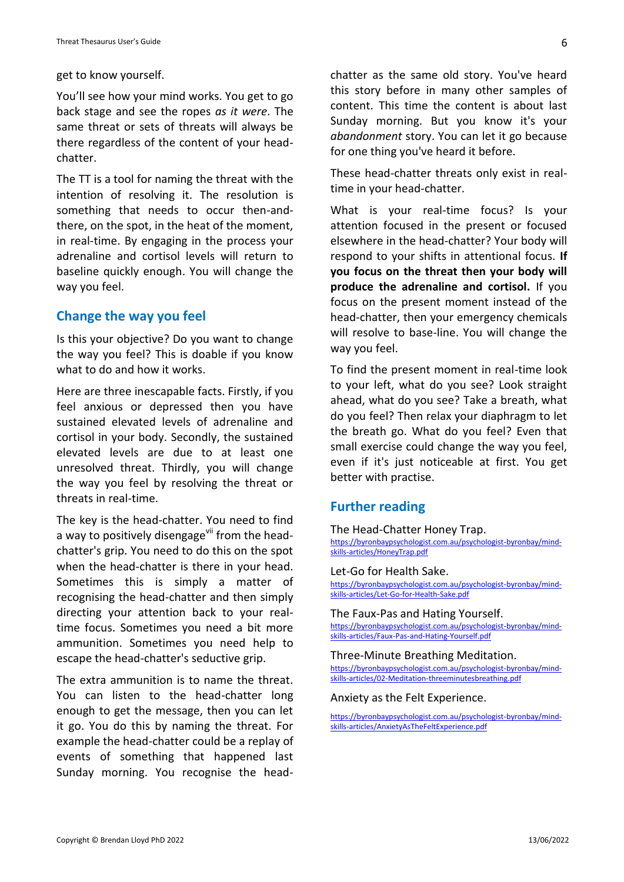get to know yourself.

You'll see how your mind works. You get to go back stage and see the ropes *as it were*. The same threat or sets of threats will always be there regardless of the content of your head-chatter.

The TT is a tool for naming the threat with the intention of resolving it. The resolution is something that needs to occur then-and-there, on the spot, in the heat of the moment, in real-time. By engaging in the process your adrenaline and cortisol levels will return to baseline quickly enough. You will change the way you feel.

## Change the way you feel

Is this your objective? Do you want to change the way you feel? This is doable if you know what to do and how it works.

Here are three inescapable facts. Firstly, if you feel anxious or depressed then you have sustained elevated levels of adrenaline and cortisol in your body. Secondly, the sustained elevated levels are due to at least one unresolved threat. Thirdly, you will change the way you feel by resolving the threat or threats in real-time.

The key is the head-chatter. You need to find a way to positively disengage[vii] from the head-chatter's grip. You need to do this on the spot when the head-chatter is there in your head. Sometimes this is simply a matter of recognising the head-chatter and then simply directing your attention back to your real-time focus. Sometimes you need a bit more ammunition. Sometimes you need help to escape the head-chatter's seductive grip.

The extra ammunition is to name the threat. You can listen to the head-chatter long enough to get the message, then you can let it go. You do this by naming the threat. For example the head-chatter could be a replay of events of something that happened last Sunday morning. You recognise the head-chatter as the same old story. You've heard this story before in many other samples of content. This time the content is about last Sunday morning. But you know it's your *abandonment* story. You can let it go because for one thing you've heard it before.

These head-chatter threats only exist in real-time in your head-chatter.

What is your real-time focus? Is your attention focused in the present or focused elsewhere in the head-chatter? Your body will respond to your shifts in attentional focus. **If you focus on the threat then your body will produce the adrenaline and cortisol.** If you focus on the present moment instead of the head-chatter, then your emergency chemicals will resolve to base-line. You will change the way you feel.

To find the present moment in real-time look to your left, what do you see? Look straight ahead, what do you see? Take a breath, what do you feel? Then relax your diaphragm to let the breath go. What do you feel? Even that small exercise could change the way you feel, even if it's just noticeable at first. You get better with practise.

## Further reading

The Head-Chatter Honey Trap.
https://byronbaypsychologist.com.au/psychologist-byronbay/mind-skills-articles/HoneyTrap.pdf

Let-Go for Health Sake.
https://byronbaypsychologist.com.au/psychologist-byronbay/mind-skills-articles/Let-Go-for-Health-Sake.pdf

The Faux-Pas and Hating Yourself.
https://byronbaypsychologist.com.au/psychologist-byronbay/mind-skills-articles/Faux-Pas-and-Hating-Yourself.pdf

Three-Minute Breathing Meditation.
https://byronbaypsychologist.com.au/psychologist-byronbay/mind-skills-articles/02-Meditation-threeminutesbreathing.pdf

Anxiety as the Felt Experience.
https://byronbaypsychologist.com.au/psychologist-byronbay/mind-skills-articles/AnxietyAsTheFeltExperience.pdf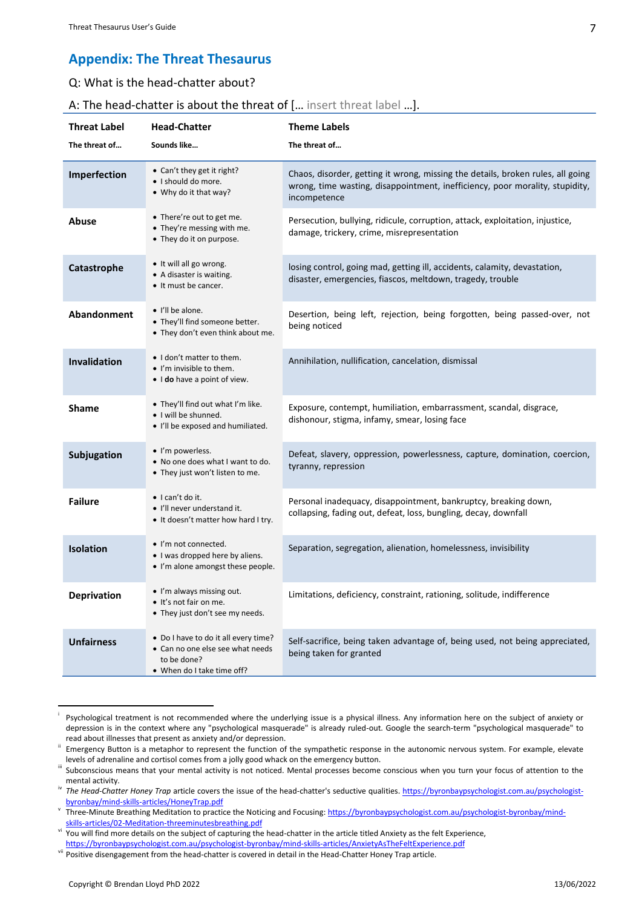## Appendix: The Threat Thesaurus

Q: What is the head-chatter about?

A: The head-chatter is about the threat of [… insert threat label …].

| Threat Label<br>The threat of… | Head-Chatter<br>Sounds like… | Theme Labels<br>The threat of… |
|---|---|---|
| **Imperfection** | • Can't they get it right?<br>• I should do more.<br>• Why do it that way? | Chaos, disorder, getting it wrong, missing the details, broken rules, all going wrong, time wasting, disappointment, inefficiency, poor morality, stupidity, incompetence |
| **Abuse** | • There're out to get me.<br>• They're messing with me.<br>• They do it on purpose. | Persecution, bullying, ridicule, corruption, attack, exploitation, injustice, damage, trickery, crime, misrepresentation |
| **Catastrophe** | • It will all go wrong.<br>• A disaster is waiting.<br>• It must be cancer. | losing control, going mad, getting ill, accidents, calamity, devastation, disaster, emergencies, fiascos, meltdown, tragedy, trouble |
| **Abandonment** | • I'll be alone.<br>• They'll find someone better.<br>• They don't even think about me. | Desertion, being left, rejection, being forgotten, being passed-over, not being noticed |
| **Invalidation** | • I don't matter to them.<br>• I'm invisible to them.<br>• I **do** have a point of view. | Annihilation, nullification, cancelation, dismissal |
| **Shame** | • They'll find out what I'm like.<br>• I will be shunned.<br>• I'll be exposed and humiliated. | Exposure, contempt, humiliation, embarrassment, scandal, disgrace, dishonour, stigma, infamy, smear, losing face |
| **Subjugation** | • I'm powerless.<br>• No one does what I want to do.<br>• They just won't listen to me. | Defeat, slavery, oppression, powerlessness, capture, domination, coercion, tyranny, repression |
| **Failure** | • I can't do it.<br>• I'll never understand it.<br>• It doesn't matter how hard I try. | Personal inadequacy, disappointment, bankruptcy, breaking down, collapsing, fading out, defeat, loss, bungling, decay, downfall |
| **Isolation** | • I'm not connected.<br>• I was dropped here by aliens.<br>• I'm alone amongst these people. | Separation, segregation, alienation, homelessness, invisibility |
| **Deprivation** | • I'm always missing out.<br>• It's not fair on me.<br>• They just don't see my needs. | Limitations, deficiency, constraint, rationing, solitude, indifference |
| **Unfairness** | • Do I have to do it all every time?<br>• Can no one else see what needs to be done?<br>• When do I take time off? | Self-sacrifice, being taken advantage of, being used, not being appreciated, being taken for granted |

---

[i] Psychological treatment is not recommended where the underlying issue is a physical illness. Any information here on the subject of anxiety or depression is in the context where any "psychological masquerade" is already ruled-out. Google the search-term "psychological masquerade" to read about illnesses that present as anxiety and/or depression.

[ii] Emergency Button is a metaphor to represent the function of the sympathetic response in the autonomic nervous system. For example, elevate levels of adrenaline and cortisol comes from a jolly good whack on the emergency button.

[iii] Subconscious means that your mental activity is not noticed. Mental processes become conscious when you turn your focus of attention to the mental activity.

[iv] *The Head-Chatter Honey Trap* article covers the issue of the head-chatter's seductive qualities. https://byronbaypsychologist.com.au/psychologist-byronbay/mind-skills-articles/HoneyTrap.pdf

[v] Three-Minute Breathing Meditation to practice the Noticing and Focusing: https://byronbaypsychologist.com.au/psychologist-byronbay/mind-skills-articles/02-Meditation-threeminutesbreathing.pdf

[vi] You will find more details on the subject of capturing the head-chatter in the article titled Anxiety as the felt Experience, https://byronbaypsychologist.com.au/psychologist-byronbay/mind-skills-articles/AnxietyAsTheFeltExperience.pdf

[vii] Positive disengagement from the head-chatter is covered in detail in the Head-Chatter Honey Trap article.